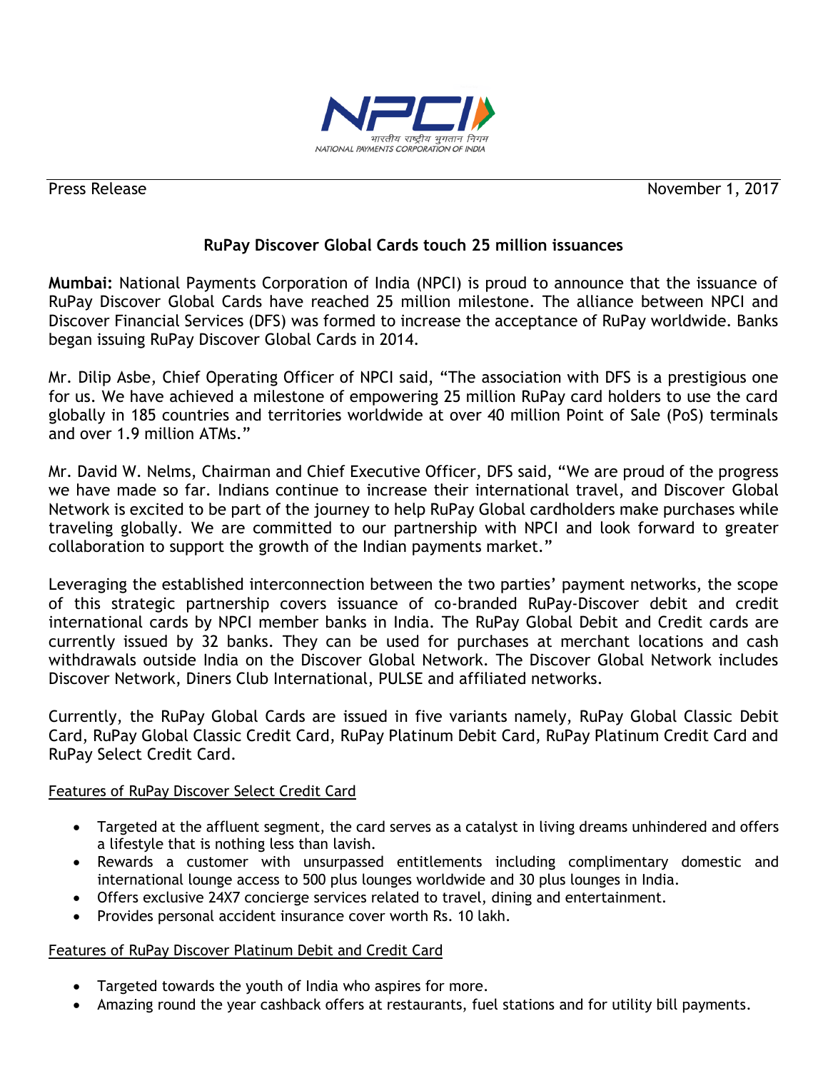Press Release November 1, 2017

## RuPay Discover Global Cards touch 25 million issuances

**Mumbai:** National Payments Corporation of India (NPCI) is proud to announce that the issuance of RuPay Discover Global Cards have reached 25 million milestone. The alliance between NPCI and Discover Financial Services (DFS) was formed to increase the acceptance of RuPay worldwide. Banks began issuing RuPay Discover Global Cards in 2014.

Mr. Dilip Asbe, Chief Operating Officer of NPCI said, "The association with DFS is a prestigious one for us. We have achieved a milestone of empowering 25 million RuPay card holders to use the card globally in 185 countries and territories worldwide at over 40 million Point of Sale (PoS) terminals and over 1.9 million ATMs."

Mr. David W. Nelms, Chairman and Chief Executive Officer, DFS said, "We are proud of the progress we have made so far. Indians continue to increase their international travel, and Discover Global Network is excited to be part of the journey to help RuPay Global cardholders make purchases while traveling globally. We are committed to our partnership with NPCI and look forward to greater collaboration to support the growth of the Indian payments market."

Leveraging the established interconnection between the two parties' payment networks, the scope of this strategic partnership covers issuance of co-branded RuPay-Discover debit and credit international cards by NPCI member banks in India. The RuPay Global Debit and Credit cards are currently issued by 32 banks. They can be used for purchases at merchant locations and cash withdrawals outside India on the Discover Global Network. The Discover Global Network includes Discover Network, Diners Club International, PULSE and affiliated networks.

Currently, the RuPay Global Cards are issued in five variants namely, RuPay Global Classic Debit Card, RuPay Global Classic Credit Card, RuPay Platinum Debit Card, RuPay Platinum Credit Card and RuPay Select Credit Card.

<u>Features of RuPay Discover Select Credit Card</u>

- Targeted at the affluent segment, the card serves as a catalyst in living dreams unhindered and offers a lifestyle that is nothing less than lavish.
- Rewards a customer with unsurpassed entitlements including complimentary domestic and international lounge access to 500 plus lounges worldwide and 30 plus lounges in India.
- Offers exclusive 24X7 concierge services related to travel, dining and entertainment.
- Provides personal accident insurance cover worth Rs. 10 lakh.

<u>Features of RuPay Discover Platinum Debit and Credit Card</u>

- Targeted towards the youth of India who aspires for more.
- Amazing round the year cashback offers at restaurants, fuel stations and for utility bill payments.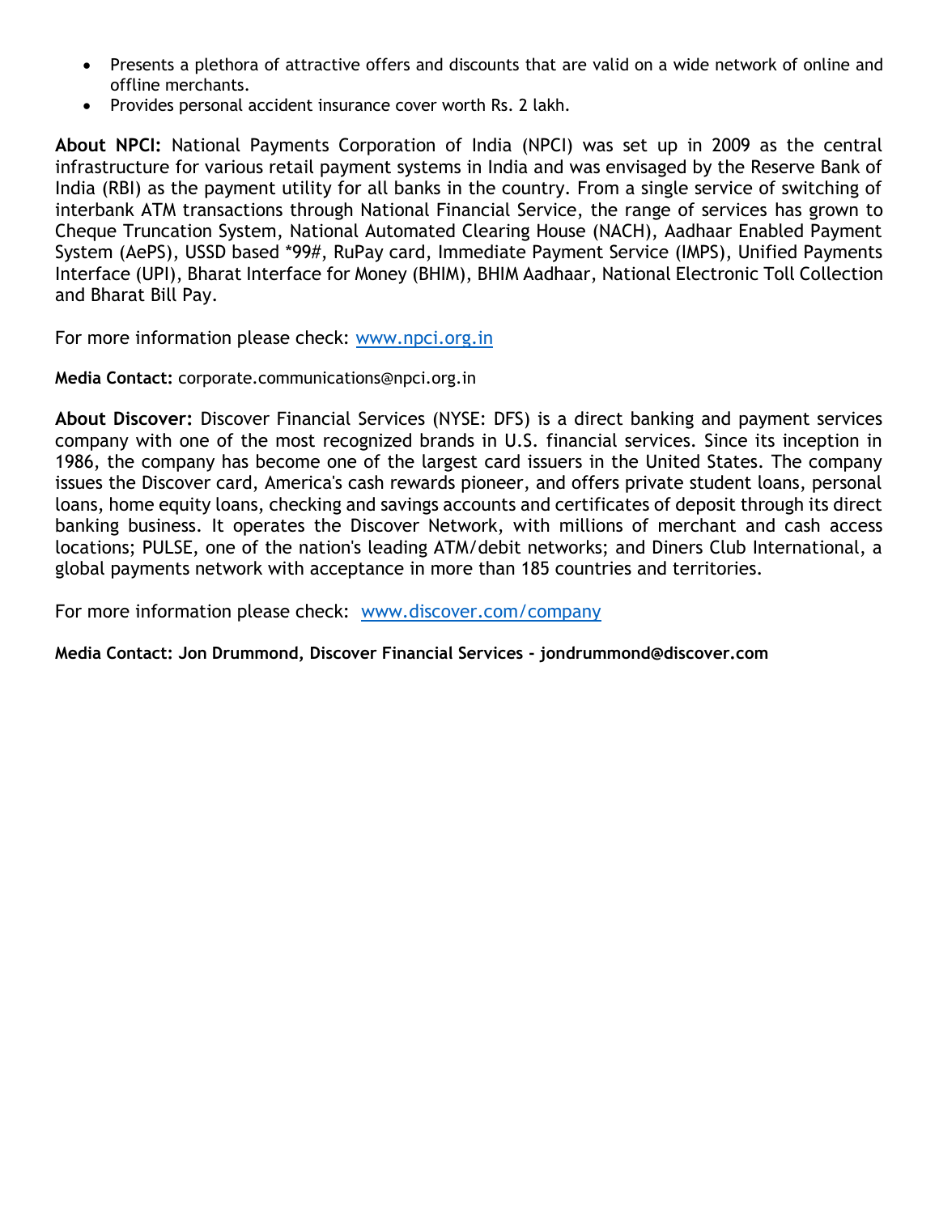- Presents a plethora of attractive offers and discounts that are valid on a wide network of online and offline merchants.
- Provides personal accident insurance cover worth Rs. 2 lakh.

**About NPCI:** National Payments Corporation of India (NPCI) was set up in 2009 as the central infrastructure for various retail payment systems in India and was envisaged by the Reserve Bank of India (RBI) as the payment utility for all banks in the country. From a single service of switching of interbank ATM transactions through National Financial Service, the range of services has grown to Cheque Truncation System, National Automated Clearing House (NACH), Aadhaar Enabled Payment System (AePS), USSD based *99#, RuPay card, Immediate Payment Service (IMPS), Unified Payments Interface (UPI), Bharat Interface for Money (BHIM), BHIM Aadhaar, National Electronic Toll Collection and Bharat Bill Pay.

For more information please check: [www.npci.org.in](http://www.npci.org.in)

**Media Contact:** corporate.communications@npci.org.in

**About Discover:** Discover Financial Services (NYSE: DFS) is a direct banking and payment services company with one of the most recognized brands in U.S. financial services. Since its inception in 1986, the company has become one of the largest card issuers in the United States. The company issues the Discover card, America's cash rewards pioneer, and offers private student loans, personal loans, home equity loans, checking and savings accounts and certificates of deposit through its direct banking business. It operates the Discover Network, with millions of merchant and cash access locations; PULSE, one of the nation's leading ATM/debit networks; and Diners Club International, a global payments network with acceptance in more than 185 countries and territories.

For more information please check: [www.discover.com/company](http://www.discover.com/company)

**Media Contact: Jon Drummond, Discover Financial Services - jondrummond@discover.com**